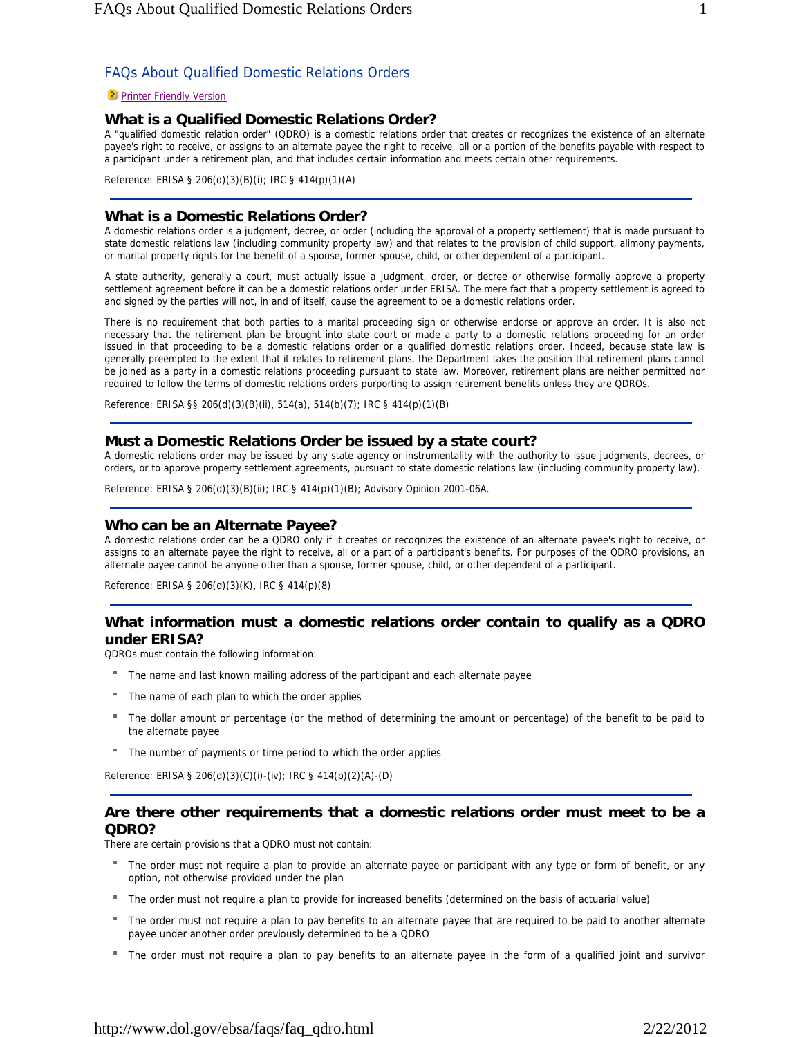# FAQs About Qualified Domestic Relations Orders

Printer Friendly Version

## What is a Qualified Domestic Relations Order?

A "qualified domestic relation order" (QDRO) is a domestic relations order that creates or recognizes the existence of an alternate payee's right to receive, or assigns to an alternate payee the right to receive, all or a portion of the benefits payable with respect to a participant under a retirement plan, and that includes certain information and meets certain other requirements.

Reference: ERISA § 206(d)(3)(B)(i); IRC § 414(p)(1)(A)

---

## What is a Domestic Relations Order?

A domestic relations order is a judgment, decree, or order (including the approval of a property settlement) that is made pursuant to state domestic relations law (including community property law) and that relates to the provision of child support, alimony payments, or marital property rights for the benefit of a spouse, former spouse, child, or other dependent of a participant.

A state authority, generally a court, must actually issue a judgment, order, or decree or otherwise formally approve a property settlement agreement before it can be a domestic relations order under ERISA. The mere fact that a property settlement is agreed to and signed by the parties will not, in and of itself, cause the agreement to be a domestic relations order.

There is no requirement that both parties to a marital proceeding sign or otherwise endorse or approve an order. It is also not necessary that the retirement plan be brought into state court or made a party to a domestic relations proceeding for an order issued in that proceeding to be a domestic relations order or a qualified domestic relations order. Indeed, because state law is generally preempted to the extent that it relates to retirement plans, the Department takes the position that retirement plans cannot be joined as a party in a domestic relations proceeding pursuant to state law. Moreover, retirement plans are neither permitted nor required to follow the terms of domestic relations orders purporting to assign retirement benefits unless they are QDROs.

Reference: ERISA §§ 206(d)(3)(B)(ii), 514(a), 514(b)(7); IRC § 414(p)(1)(B)

---

## Must a Domestic Relations Order be issued by a state court?

A domestic relations order may be issued by any state agency or instrumentality with the authority to issue judgments, decrees, or orders, or to approve property settlement agreements, pursuant to state domestic relations law (including community property law).

Reference: ERISA § 206(d)(3)(B)(ii); IRC § 414(p)(1)(B); Advisory Opinion 2001-06A.

---

## Who can be an Alternate Payee?

A domestic relations order can be a QDRO only if it creates or recognizes the existence of an alternate payee's right to receive, or assigns to an alternate payee the right to receive, all or a part of a participant's benefits. For purposes of the QDRO provisions, an alternate payee cannot be anyone other than a spouse, former spouse, child, or other dependent of a participant.

Reference: ERISA § 206(d)(3)(K), IRC § 414(p)(8)

---

## What information must a domestic relations order contain to qualify as a QDRO under ERISA?

QDROs must contain the following information:

- The name and last known mailing address of the participant and each alternate payee
- The name of each plan to which the order applies
- The dollar amount or percentage (or the method of determining the amount or percentage) of the benefit to be paid to the alternate payee
- The number of payments or time period to which the order applies

Reference: ERISA § 206(d)(3)(C)(i)-(iv); IRC § 414(p)(2)(A)-(D)

---

## Are there other requirements that a domestic relations order must meet to be a QDRO?

There are certain provisions that a QDRO must not contain:

- The order must not require a plan to provide an alternate payee or participant with any type or form of benefit, or any option, not otherwise provided under the plan
- The order must not require a plan to provide for increased benefits (determined on the basis of actuarial value)
- The order must not require a plan to pay benefits to an alternate payee that are required to be paid to another alternate payee under another order previously determined to be a QDRO
- The order must not require a plan to pay benefits to an alternate payee in the form of a qualified joint and survivor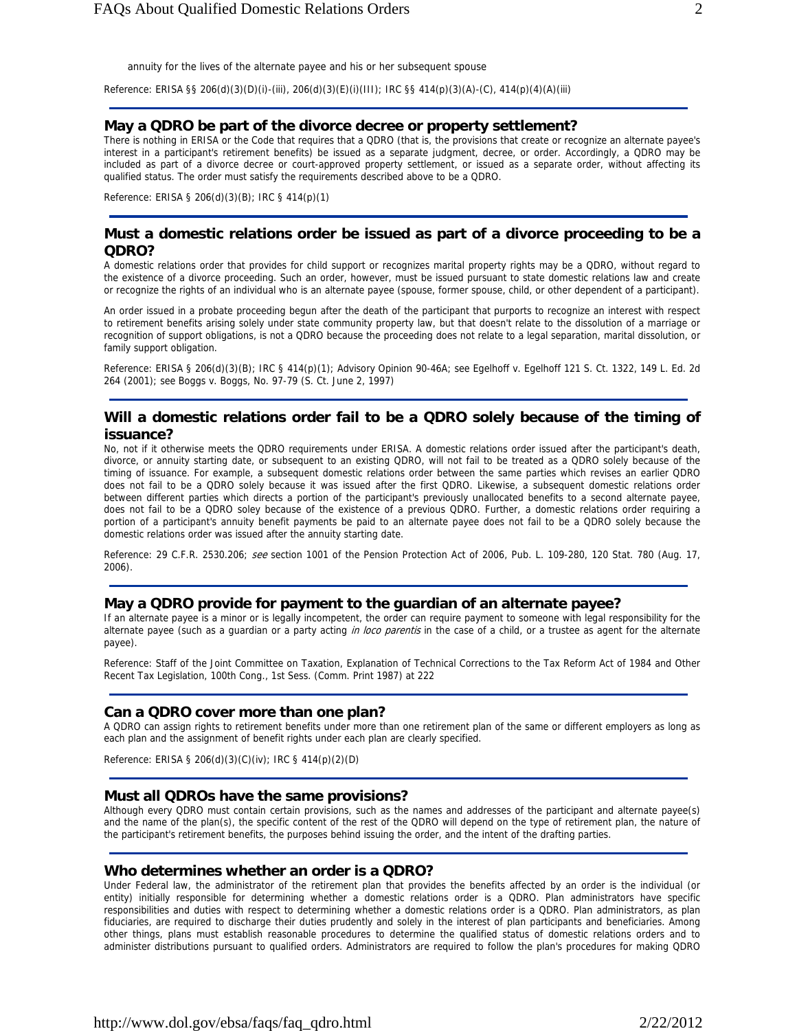annuity for the lives of the alternate payee and his or her subsequent spouse

Reference: ERISA §§ 206(d)(3)(D)(i)-(iii), 206(d)(3)(E)(i)(III); IRC §§ 414(p)(3)(A)-(C), 414(p)(4)(A)(iii)

## May a QDRO be part of the divorce decree or property settlement?

There is nothing in ERISA or the Code that requires that a QDRO (that is, the provisions that create or recognize an alternate payee's interest in a participant's retirement benefits) be issued as a separate judgment, decree, or order. Accordingly, a QDRO may be included as part of a divorce decree or court-approved property settlement, or issued as a separate order, without affecting its qualified status. The order must satisfy the requirements described above to be a QDRO.

Reference: ERISA § 206(d)(3)(B); IRC § 414(p)(1)

## Must a domestic relations order be issued as part of a divorce proceeding to be a QDRO?

A domestic relations order that provides for child support or recognizes marital property rights may be a QDRO, without regard to the existence of a divorce proceeding. Such an order, however, must be issued pursuant to state domestic relations law and create or recognize the rights of an individual who is an alternate payee (spouse, former spouse, child, or other dependent of a participant).

An order issued in a probate proceeding begun after the death of the participant that purports to recognize an interest with respect to retirement benefits arising solely under state community property law, but that doesn't relate to the dissolution of a marriage or recognition of support obligations, is not a QDRO because the proceeding does not relate to a legal separation, marital dissolution, or family support obligation.

Reference: ERISA § 206(d)(3)(B); IRC § 414(p)(1); Advisory Opinion 90-46A; see Egelhoff v. Egelhoff 121 S. Ct. 1322, 149 L. Ed. 2d 264 (2001); see Boggs v. Boggs, No. 97-79 (S. Ct. June 2, 1997)

## Will a domestic relations order fail to be a QDRO solely because of the timing of issuance?

No, not if it otherwise meets the QDRO requirements under ERISA. A domestic relations order issued after the participant's death, divorce, or annuity starting date, or subsequent to an existing QDRO, will not fail to be treated as a QDRO solely because of the timing of issuance. For example, a subsequent domestic relations order between the same parties which revises an earlier QDRO does not fail to be a QDRO solely because it was issued after the first QDRO. Likewise, a subsequent domestic relations order between different parties which directs a portion of the participant's previously unallocated benefits to a second alternate payee, does not fail to be a QDRO soley because of the existence of a previous QDRO. Further, a domestic relations order requiring a portion of a participant's annuity benefit payments be paid to an alternate payee does not fail to be a QDRO solely because the domestic relations order was issued after the annuity starting date.

Reference: 29 C.F.R. 2530.206; *see* section 1001 of the Pension Protection Act of 2006, Pub. L. 109-280, 120 Stat. 780 (Aug. 17, 2006).

## May a QDRO provide for payment to the guardian of an alternate payee?

If an alternate payee is a minor or is legally incompetent, the order can require payment to someone with legal responsibility for the alternate payee (such as a guardian or a party acting *in loco parentis* in the case of a child, or a trustee as agent for the alternate payee).

Reference: Staff of the Joint Committee on Taxation, Explanation of Technical Corrections to the Tax Reform Act of 1984 and Other Recent Tax Legislation, 100th Cong., 1st Sess. (Comm. Print 1987) at 222

## Can a QDRO cover more than one plan?

A QDRO can assign rights to retirement benefits under more than one retirement plan of the same or different employers as long as each plan and the assignment of benefit rights under each plan are clearly specified.

Reference: ERISA § 206(d)(3)(C)(iv); IRC § 414(p)(2)(D)

## Must all QDROs have the same provisions?

Although every QDRO must contain certain provisions, such as the names and addresses of the participant and alternate payee(s) and the name of the plan(s), the specific content of the rest of the QDRO will depend on the type of retirement plan, the nature of the participant's retirement benefits, the purposes behind issuing the order, and the intent of the drafting parties.

## Who determines whether an order is a QDRO?

Under Federal law, the administrator of the retirement plan that provides the benefits affected by an order is the individual (or entity) initially responsible for determining whether a domestic relations order is a QDRO. Plan administrators have specific responsibilities and duties with respect to determining whether a domestic relations order is a QDRO. Plan administrators, as plan fiduciaries, are required to discharge their duties prudently and solely in the interest of plan participants and beneficiaries. Among other things, plans must establish reasonable procedures to determine the qualified status of domestic relations orders and to administer distributions pursuant to qualified orders. Administrators are required to follow the plan's procedures for making QDRO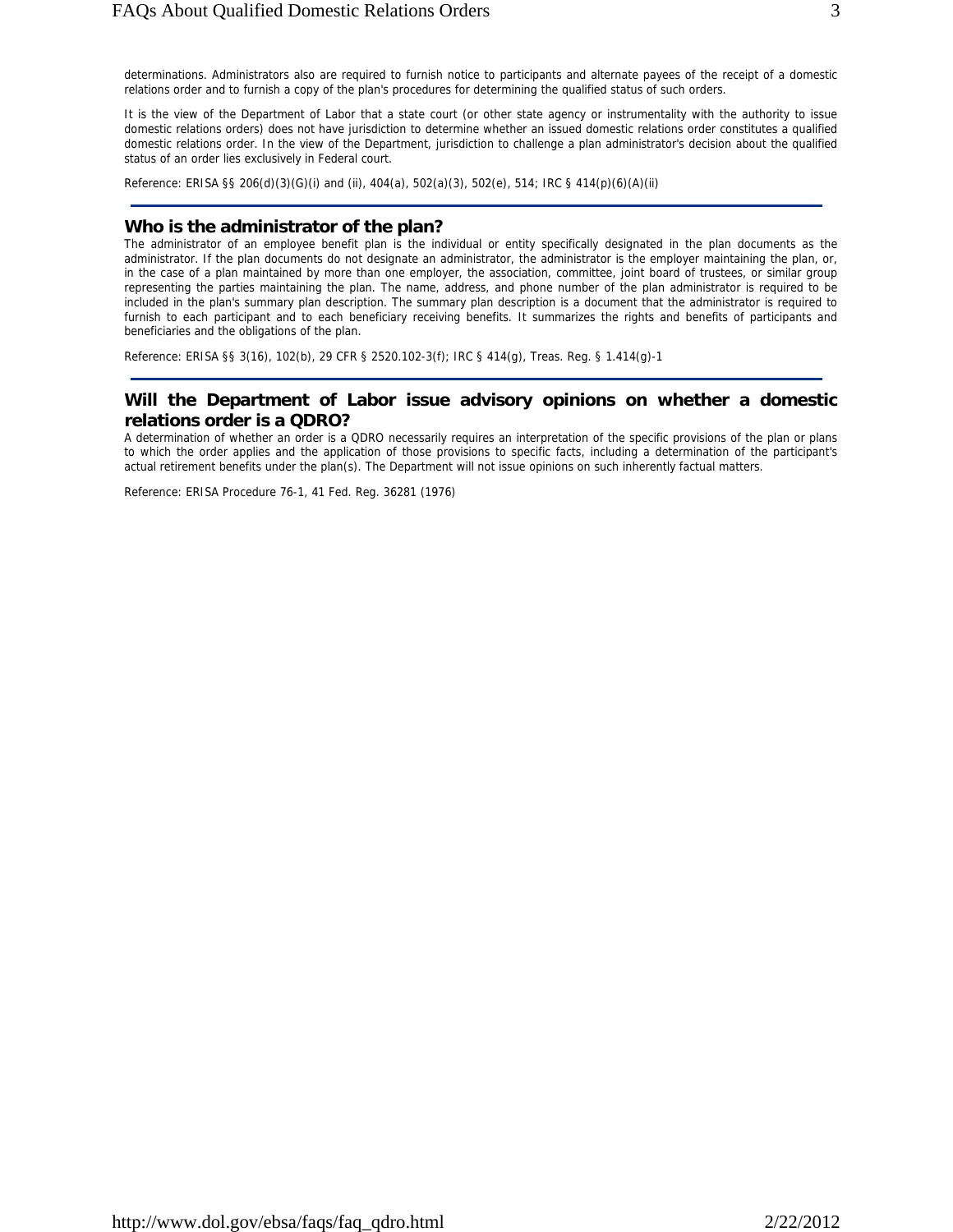determinations. Administrators also are required to furnish notice to participants and alternate payees of the receipt of a domestic relations order and to furnish a copy of the plan's procedures for determining the qualified status of such orders.

It is the view of the Department of Labor that a state court (or other state agency or instrumentality with the authority to issue domestic relations orders) does not have jurisdiction to determine whether an issued domestic relations order constitutes a qualified domestic relations order. In the view of the Department, jurisdiction to challenge a plan administrator's decision about the qualified status of an order lies exclusively in Federal court.

Reference: ERISA §§ 206(d)(3)(G)(i) and (ii), 404(a), 502(a)(3), 502(e), 514; IRC § 414(p)(6)(A)(ii)

## Who is the administrator of the plan?

The administrator of an employee benefit plan is the individual or entity specifically designated in the plan documents as the administrator. If the plan documents do not designate an administrator, the administrator is the employer maintaining the plan, or, in the case of a plan maintained by more than one employer, the association, committee, joint board of trustees, or similar group representing the parties maintaining the plan. The name, address, and phone number of the plan administrator is required to be included in the plan's summary plan description. The summary plan description is a document that the administrator is required to furnish to each participant and to each beneficiary receiving benefits. It summarizes the rights and benefits of participants and beneficiaries and the obligations of the plan.

Reference: ERISA §§ 3(16), 102(b), 29 CFR § 2520.102-3(f); IRC § 414(g), Treas. Reg. § 1.414(g)-1

## Will the Department of Labor issue advisory opinions on whether a domestic relations order is a QDRO?

A determination of whether an order is a QDRO necessarily requires an interpretation of the specific provisions of the plan or plans to which the order applies and the application of those provisions to specific facts, including a determination of the participant's actual retirement benefits under the plan(s). The Department will not issue opinions on such inherently factual matters.

Reference: ERISA Procedure 76-1, 41 Fed. Reg. 36281 (1976)